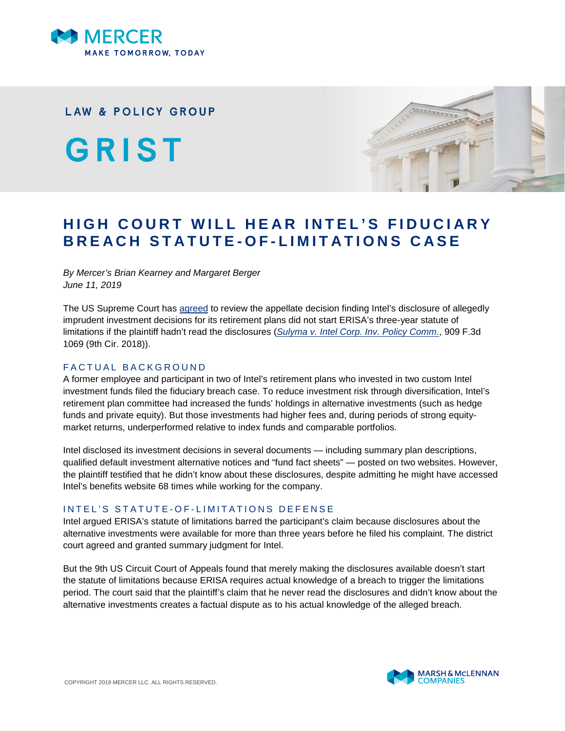MERCER

MAKE TOMORROW, TODAY

LAW & POLICY GROUP

# GRIST

## HIGH COURT WILL HEAR INTEL'S FIDUCIARY BREACH STATUTE-OF-LIMITATIONS CASE

*By Mercer's Brian Kearney and Margaret Berger*
*June 11, 2019*

The US Supreme Court has agreed to review the appellate decision finding Intel's disclosure of allegedly imprudent investment decisions for its retirement plans did not start ERISA's three-year statute of limitations if the plaintiff hadn't read the disclosures (*Sulyma v. Intel Corp. Inv. Policy Comm.*, 909 F.3d 1069 (9th Cir. 2018)).

### FACTUAL BACKGROUND

A former employee and participant in two of Intel's retirement plans who invested in two custom Intel investment funds filed the fiduciary breach case. To reduce investment risk through diversification, Intel's retirement plan committee had increased the funds' holdings in alternative investments (such as hedge funds and private equity). But those investments had higher fees and, during periods of strong equity-market returns, underperformed relative to index funds and comparable portfolios.

Intel disclosed its investment decisions in several documents — including summary plan descriptions, qualified default investment alternative notices and "fund fact sheets" — posted on two websites. However, the plaintiff testified that he didn't know about these disclosures, despite admitting he might have accessed Intel's benefits website 68 times while working for the company.

### INTEL'S STATUTE-OF-LIMITATIONS DEFENSE

Intel argued ERISA's statute of limitations barred the participant's claim because disclosures about the alternative investments were available for more than three years before he filed his complaint. The district court agreed and granted summary judgment for Intel.

But the 9th US Circuit Court of Appeals found that merely making the disclosures available doesn't start the statute of limitations because ERISA requires actual knowledge of a breach to trigger the limitations period. The court said that the plaintiff's claim that he never read the disclosures and didn't know about the alternative investments creates a factual dispute as to his actual knowledge of the alleged breach.

COPYRIGHT 2019 MERCER LLC. ALL RIGHTS RESERVED.

MARSH & McLENNAN COMPANIES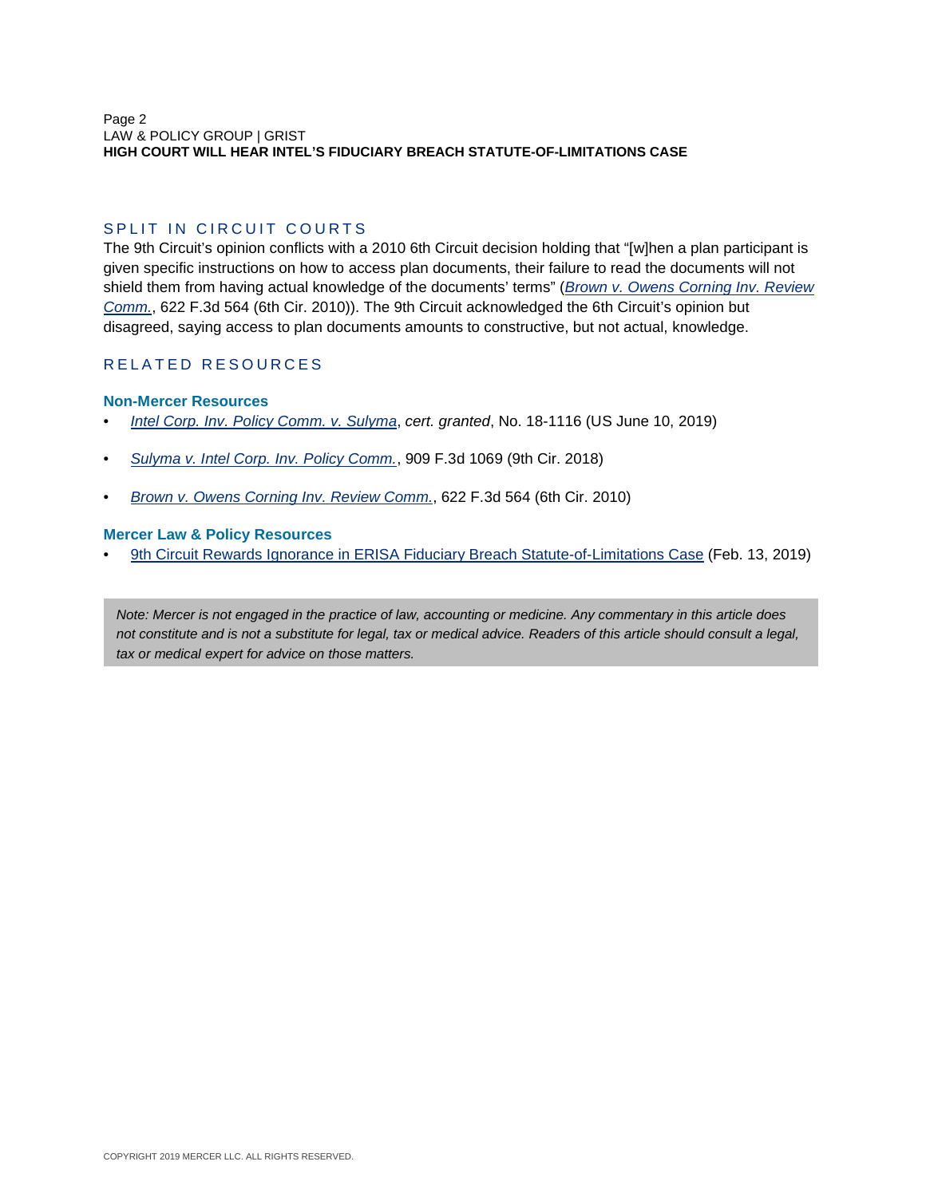## SPLIT IN CIRCUIT COURTS

The 9th Circuit's opinion conflicts with a 2010 6th Circuit decision holding that "[w]hen a plan participant is given specific instructions on how to access plan documents, their failure to read the documents will not shield them from having actual knowledge of the documents' terms" (*Brown v. Owens Corning Inv. Review Comm.*, 622 F.3d 564 (6th Cir. 2010)). The 9th Circuit acknowledged the 6th Circuit's opinion but disagreed, saying access to plan documents amounts to constructive, but not actual, knowledge.

## RELATED RESOURCES

### Non-Mercer Resources

- *Intel Corp. Inv. Policy Comm. v. Sulyma*, *cert. granted*, No. 18-1116 (US June 10, 2019)
- *Sulyma v. Intel Corp. Inv. Policy Comm.*, 909 F.3d 1069 (9th Cir. 2018)
- *Brown v. Owens Corning Inv. Review Comm.*, 622 F.3d 564 (6th Cir. 2010)

### Mercer Law & Policy Resources

- 9th Circuit Rewards Ignorance in ERISA Fiduciary Breach Statute-of-Limitations Case (Feb. 13, 2019)

*Note: Mercer is not engaged in the practice of law, accounting or medicine. Any commentary in this article does not constitute and is not a substitute for legal, tax or medical advice. Readers of this article should consult a legal, tax or medical expert for advice on those matters.*

COPYRIGHT 2019 MERCER LLC. ALL RIGHTS RESERVED.